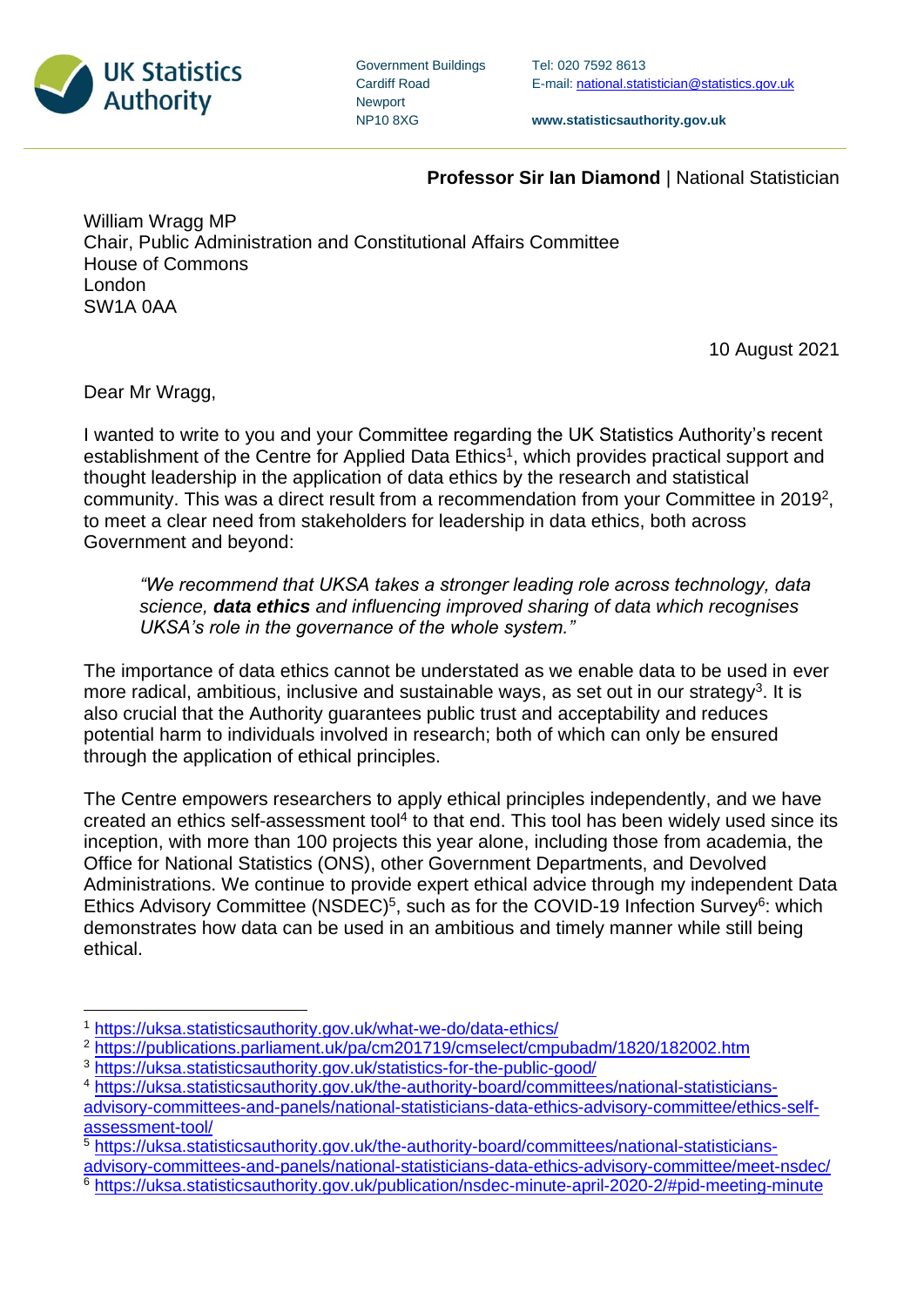**UK Statistics Authority**

Government Buildings
Cardiff Road
Newport
NP10 8XG

Tel: 020 7592 8613
E-mail: national.statistician@statistics.gov.uk

**www.statisticsauthority.gov.uk**

**Professor Sir Ian Diamond** | National Statistician

William Wragg MP
Chair, Public Administration and Constitutional Affairs Committee
House of Commons
London
SW1A 0AA

10 August 2021

Dear Mr Wragg,

I wanted to write to you and your Committee regarding the UK Statistics Authority's recent establishment of the Centre for Applied Data Ethics[1], which provides practical support and thought leadership in the application of data ethics by the research and statistical community. This was a direct result from a recommendation from your Committee in 2019[2], to meet a clear need from stakeholders for leadership in data ethics, both across Government and beyond:

> *"We recommend that UKSA takes a stronger leading role across technology, data science,* ***data ethics*** *and influencing improved sharing of data which recognises UKSA's role in the governance of the whole system."*

The importance of data ethics cannot be understated as we enable data to be used in ever more radical, ambitious, inclusive and sustainable ways, as set out in our strategy[3]. It is also crucial that the Authority guarantees public trust and acceptability and reduces potential harm to individuals involved in research; both of which can only be ensured through the application of ethical principles.

The Centre empowers researchers to apply ethical principles independently, and we have created an ethics self-assessment tool[4] to that end. This tool has been widely used since its inception, with more than 100 projects this year alone, including those from academia, the Office for National Statistics (ONS), other Government Departments, and Devolved Administrations. We continue to provide expert ethical advice through my independent Data Ethics Advisory Committee (NSDEC)[5], such as for the COVID-19 Infection Survey[6]: which demonstrates how data can be used in an ambitious and timely manner while still being ethical.

---

[1] https://uksa.statisticsauthority.gov.uk/what-we-do/data-ethics/

[2] https://publications.parliament.uk/pa/cm201719/cmselect/cmpubadm/1820/182002.htm

[3] https://uksa.statisticsauthority.gov.uk/statistics-for-the-public-good/

[4] https://uksa.statisticsauthority.gov.uk/the-authority-board/committees/national-statisticians-advisory-committees-and-panels/national-statisticians-data-ethics-advisory-committee/ethics-self-assessment-tool/

[5] https://uksa.statisticsauthority.gov.uk/the-authority-board/committees/national-statisticians-advisory-committees-and-panels/national-statisticians-data-ethics-advisory-committee/meet-nsdec/

[6] https://uksa.statisticsauthority.gov.uk/publication/nsdec-minute-april-2020-2/#pid-meeting-minute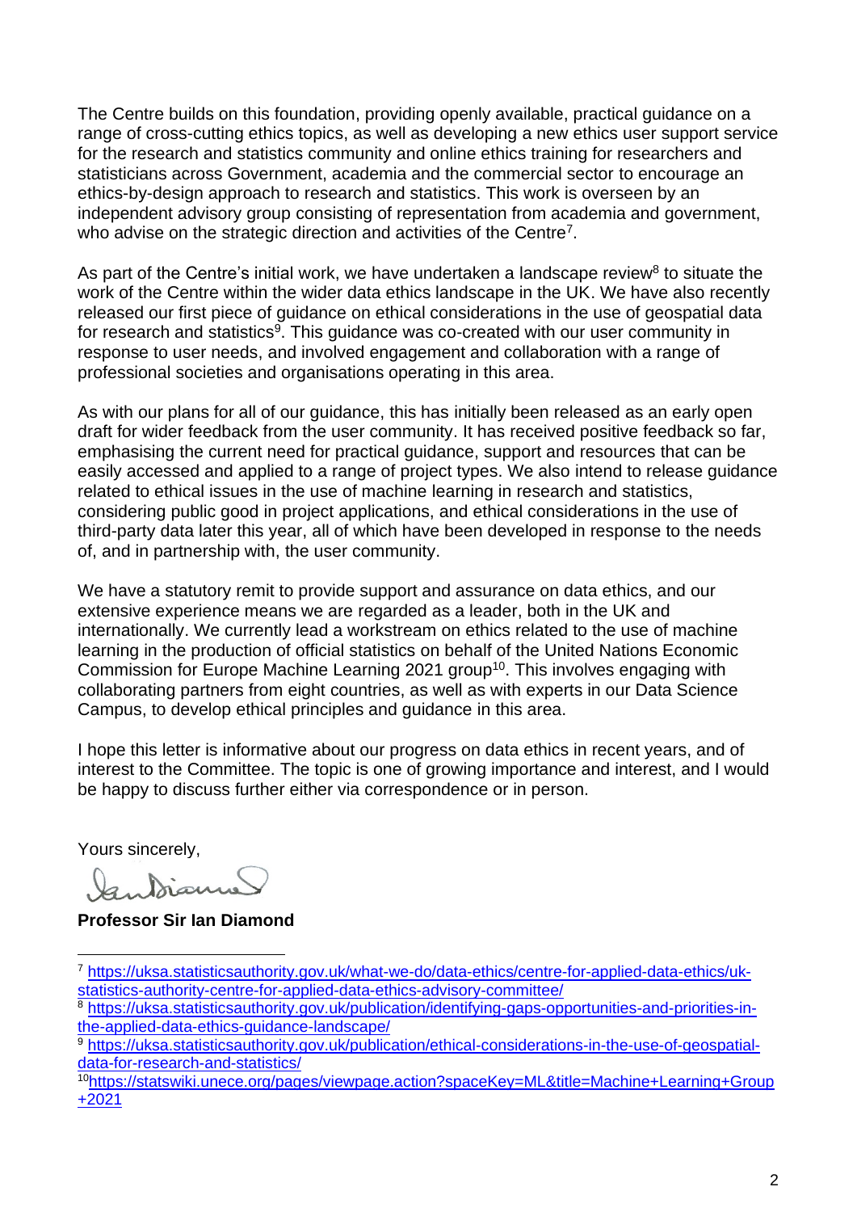The Centre builds on this foundation, providing openly available, practical guidance on a range of cross-cutting ethics topics, as well as developing a new ethics user support service for the research and statistics community and online ethics training for researchers and statisticians across Government, academia and the commercial sector to encourage an ethics-by-design approach to research and statistics. This work is overseen by an independent advisory group consisting of representation from academia and government, who advise on the strategic direction and activities of the Centre[7].

As part of the Centre's initial work, we have undertaken a landscape review[8] to situate the work of the Centre within the wider data ethics landscape in the UK. We have also recently released our first piece of guidance on ethical considerations in the use of geospatial data for research and statistics[9]. This guidance was co-created with our user community in response to user needs, and involved engagement and collaboration with a range of professional societies and organisations operating in this area.

As with our plans for all of our guidance, this has initially been released as an early open draft for wider feedback from the user community. It has received positive feedback so far, emphasising the current need for practical guidance, support and resources that can be easily accessed and applied to a range of project types. We also intend to release guidance related to ethical issues in the use of machine learning in research and statistics, considering public good in project applications, and ethical considerations in the use of third-party data later this year, all of which have been developed in response to the needs of, and in partnership with, the user community.

We have a statutory remit to provide support and assurance on data ethics, and our extensive experience means we are regarded as a leader, both in the UK and internationally. We currently lead a workstream on ethics related to the use of machine learning in the production of official statistics on behalf of the United Nations Economic Commission for Europe Machine Learning 2021 group[10]. This involves engaging with collaborating partners from eight countries, as well as with experts in our Data Science Campus, to develop ethical principles and guidance in this area.

I hope this letter is informative about our progress on data ethics in recent years, and of interest to the Committee. The topic is one of growing importance and interest, and I would be happy to discuss further either via correspondence or in person.

Yours sincerely,

**Professor Sir Ian Diamond**

---

[7] https://uksa.statisticsauthority.gov.uk/what-we-do/data-ethics/centre-for-applied-data-ethics/uk-statistics-authority-centre-for-applied-data-ethics-advisory-committee/

[8] https://uksa.statisticsauthority.gov.uk/publication/identifying-gaps-opportunities-and-priorities-in-the-applied-data-ethics-guidance-landscape/

[9] https://uksa.statisticsauthority.gov.uk/publication/ethical-considerations-in-the-use-of-geospatial-data-for-research-and-statistics/

[10] https://statswiki.unece.org/pages/viewpage.action?spaceKey=ML&title=Machine+Learning+Group+2021